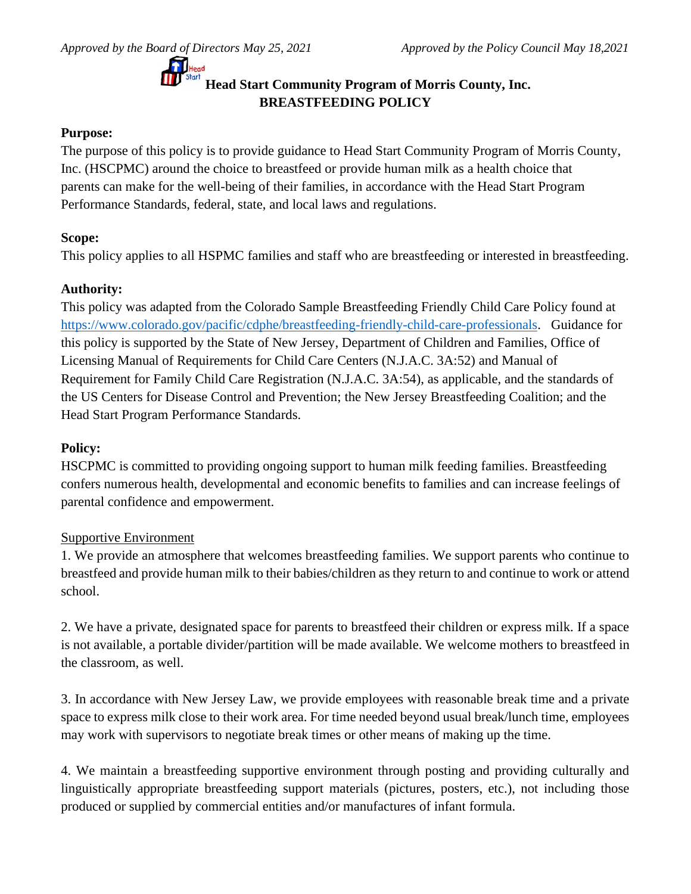*Approved by the Board of Directors May 25, 2021* *Approved by the Policy Council May 18,2021*

# Head Start Community Program of Morris County, Inc.
## BREASTFEEDING POLICY

**Purpose:**
The purpose of this policy is to provide guidance to Head Start Community Program of Morris County, Inc. (HSCPMC) around the choice to breastfeed or provide human milk as a health choice that parents can make for the well-being of their families, in accordance with the Head Start Program Performance Standards, federal, state, and local laws and regulations.

**Scope:**
This policy applies to all HSPMC families and staff who are breastfeeding or interested in breastfeeding.

**Authority:**
This policy was adapted from the Colorado Sample Breastfeeding Friendly Child Care Policy found at https://www.colorado.gov/pacific/cdphe/breastfeeding-friendly-child-care-professionals. Guidance for this policy is supported by the State of New Jersey, Department of Children and Families, Office of Licensing Manual of Requirements for Child Care Centers (N.J.A.C. 3A:52) and Manual of Requirement for Family Child Care Registration (N.J.A.C. 3A:54), as applicable, and the standards of the US Centers for Disease Control and Prevention; the New Jersey Breastfeeding Coalition; and the Head Start Program Performance Standards.

**Policy:**
HSCPMC is committed to providing ongoing support to human milk feeding families. Breastfeeding confers numerous health, developmental and economic benefits to families and can increase feelings of parental confidence and empowerment.

<u>Supportive Environment</u>

1. We provide an atmosphere that welcomes breastfeeding families. We support parents who continue to breastfeed and provide human milk to their babies/children as they return to and continue to work or attend school.

2. We have a private, designated space for parents to breastfeed their children or express milk. If a space is not available, a portable divider/partition will be made available. We welcome mothers to breastfeed in the classroom, as well.

3. In accordance with New Jersey Law, we provide employees with reasonable break time and a private space to express milk close to their work area. For time needed beyond usual break/lunch time, employees may work with supervisors to negotiate break times or other means of making up the time.

4. We maintain a breastfeeding supportive environment through posting and providing culturally and linguistically appropriate breastfeeding support materials (pictures, posters, etc.), not including those produced or supplied by commercial entities and/or manufactures of infant formula.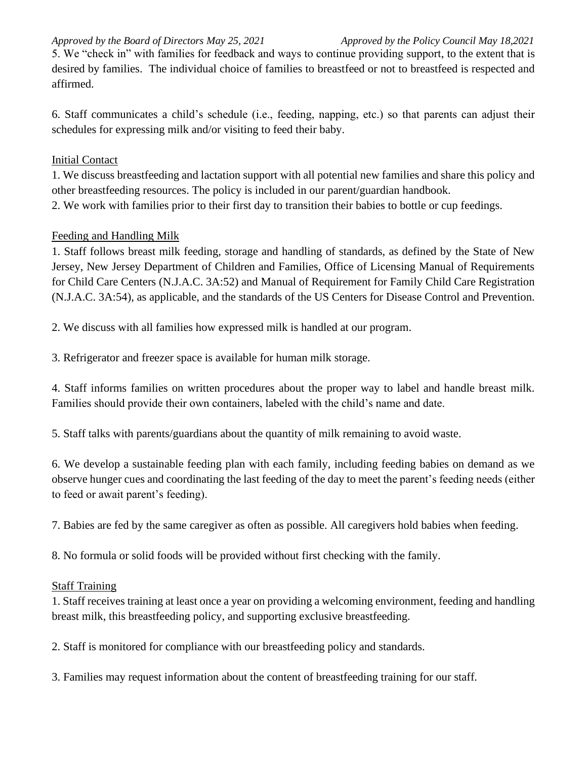5. We "check in" with families for feedback and ways to continue providing support, to the extent that is desired by families. The individual choice of families to breastfeed or not to breastfeed is respected and affirmed.

6. Staff communicates a child's schedule (i.e., feeding, napping, etc.) so that parents can adjust their schedules for expressing milk and/or visiting to feed their baby.

## Initial Contact

1. We discuss breastfeeding and lactation support with all potential new families and share this policy and other breastfeeding resources. The policy is included in our parent/guardian handbook.
2. We work with families prior to their first day to transition their babies to bottle or cup feedings.

## Feeding and Handling Milk

1. Staff follows breast milk feeding, storage and handling of standards, as defined by the State of New Jersey, New Jersey Department of Children and Families, Office of Licensing Manual of Requirements for Child Care Centers (N.J.A.C. 3A:52) and Manual of Requirement for Family Child Care Registration (N.J.A.C. 3A:54), as applicable, and the standards of the US Centers for Disease Control and Prevention.

2. We discuss with all families how expressed milk is handled at our program.

3. Refrigerator and freezer space is available for human milk storage.

4. Staff informs families on written procedures about the proper way to label and handle breast milk. Families should provide their own containers, labeled with the child's name and date.

5. Staff talks with parents/guardians about the quantity of milk remaining to avoid waste.

6. We develop a sustainable feeding plan with each family, including feeding babies on demand as we observe hunger cues and coordinating the last feeding of the day to meet the parent's feeding needs (either to feed or await parent's feeding).

7. Babies are fed by the same caregiver as often as possible. All caregivers hold babies when feeding.

8. No formula or solid foods will be provided without first checking with the family.

## Staff Training

1. Staff receives training at least once a year on providing a welcoming environment, feeding and handling breast milk, this breastfeeding policy, and supporting exclusive breastfeeding.

2. Staff is monitored for compliance with our breastfeeding policy and standards.

3. Families may request information about the content of breastfeeding training for our staff.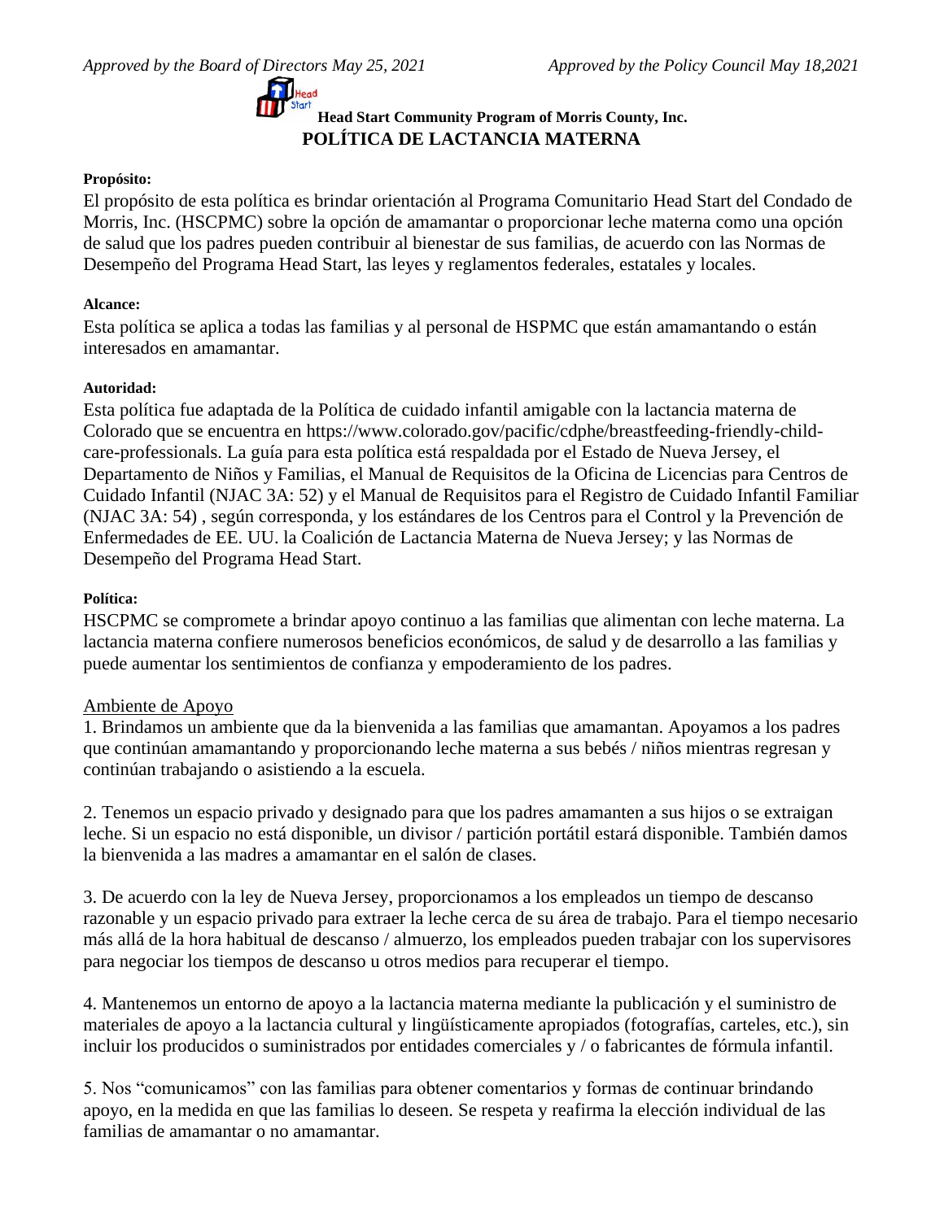*Approved by the Board of Directors May 25, 2021* *Approved by the Policy Council May 18,2021*

**Head Start Community Program of Morris County, Inc.**

# POLÍTICA DE LACTANCIA MATERNA

**Propósito:**

El propósito de esta política es brindar orientación al Programa Comunitario Head Start del Condado de Morris, Inc. (HSCPMC) sobre la opción de amamantar o proporcionar leche materna como una opción de salud que los padres pueden contribuir al bienestar de sus familias, de acuerdo con las Normas de Desempeño del Programa Head Start, las leyes y reglamentos federales, estatales y locales.

**Alcance:**

Esta política se aplica a todas las familias y al personal de HSPMC que están amamantando o están interesados en amamantar.

**Autoridad:**

Esta política fue adaptada de la Política de cuidado infantil amigable con la lactancia materna de Colorado que se encuentra en https://www.colorado.gov/pacific/cdphe/breastfeeding-friendly-child-care-professionals. La guía para esta política está respaldada por el Estado de Nueva Jersey, el Departamento de Niños y Familias, el Manual de Requisitos de la Oficina de Licencias para Centros de Cuidado Infantil (NJAC 3A: 52) y el Manual de Requisitos para el Registro de Cuidado Infantil Familiar (NJAC 3A: 54) , según corresponda, y los estándares de los Centros para el Control y la Prevención de Enfermedades de EE. UU. la Coalición de Lactancia Materna de Nueva Jersey; y las Normas de Desempeño del Programa Head Start.

**Política:**

HSCPMC se compromete a brindar apoyo continuo a las familias que alimentan con leche materna. La lactancia materna confiere numerosos beneficios económicos, de salud y de desarrollo a las familias y puede aumentar los sentimientos de confianza y empoderamiento de los padres.

<u>Ambiente de Apoyo</u>

1. Brindamos un ambiente que da la bienvenida a las familias que amamantan. Apoyamos a los padres que continúan amamantando y proporcionando leche materna a sus bebés / niños mientras regresan y continúan trabajando o asistiendo a la escuela.

2. Tenemos un espacio privado y designado para que los padres amamanten a sus hijos o se extraigan leche. Si un espacio no está disponible, un divisor / partición portátil estará disponible. También damos la bienvenida a las madres a amamantar en el salón de clases.

3. De acuerdo con la ley de Nueva Jersey, proporcionamos a los empleados un tiempo de descanso razonable y un espacio privado para extraer la leche cerca de su área de trabajo. Para el tiempo necesario más allá de la hora habitual de descanso / almuerzo, los empleados pueden trabajar con los supervisores para negociar los tiempos de descanso u otros medios para recuperar el tiempo.

4. Mantenemos un entorno de apoyo a la lactancia materna mediante la publicación y el suministro de materiales de apoyo a la lactancia cultural y lingüísticamente apropiados (fotografías, carteles, etc.), sin incluir los producidos o suministrados por entidades comerciales y / o fabricantes de fórmula infantil.

5. Nos "comunicamos" con las familias para obtener comentarios y formas de continuar brindando apoyo, en la medida en que las familias lo deseen. Se respeta y reafirma la elección individual de las familias de amamantar o no amamantar.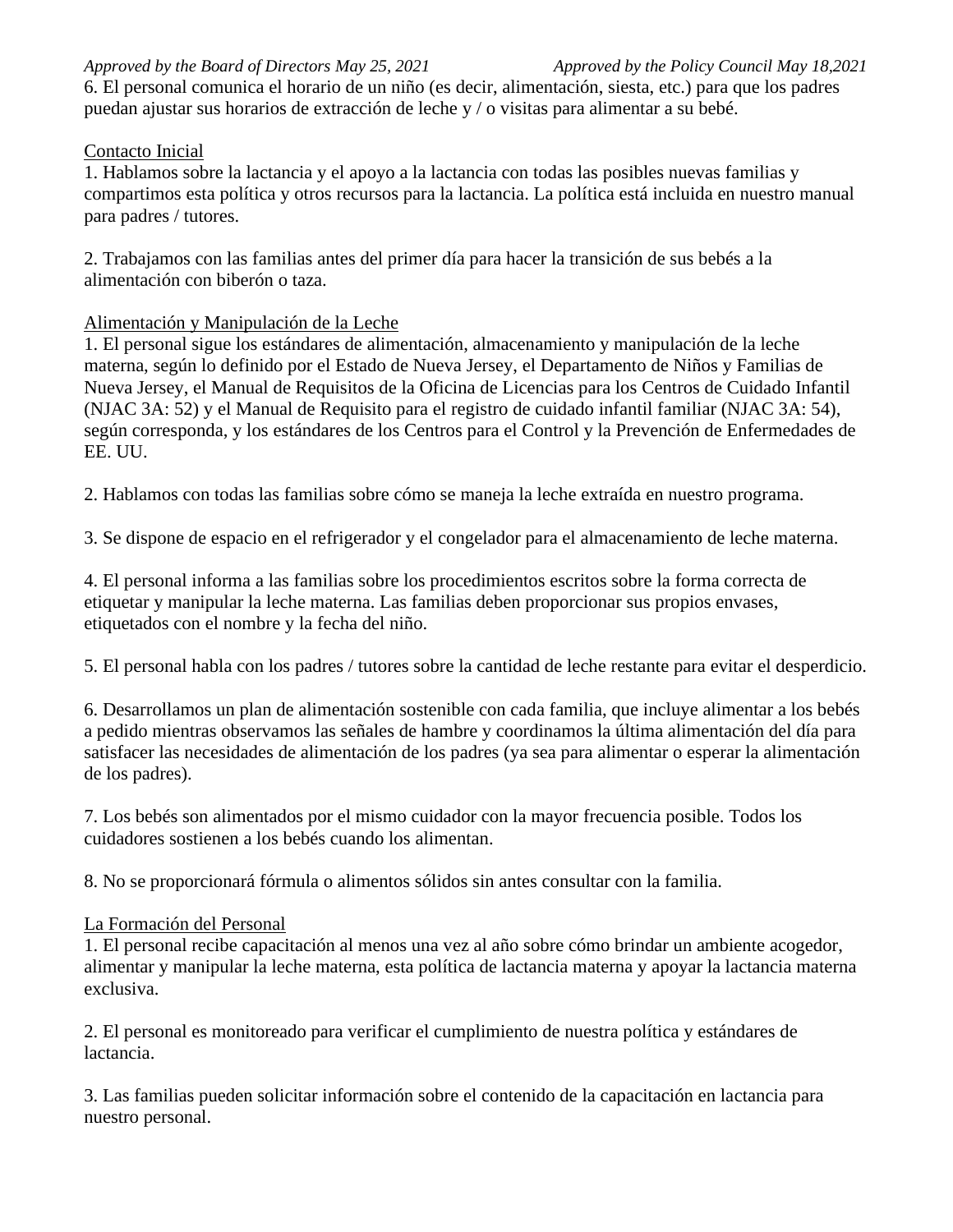6. El personal comunica el horario de un niño (es decir, alimentación, siesta, etc.) para que los padres puedan ajustar sus horarios de extracción de leche y / o visitas para alimentar a su bebé.

Contacto Inicial

1. Hablamos sobre la lactancia y el apoyo a la lactancia con todas las posibles nuevas familias y compartimos esta política y otros recursos para la lactancia. La política está incluida en nuestro manual para padres / tutores.

2. Trabajamos con las familias antes del primer día para hacer la transición de sus bebés a la alimentación con biberón o taza.

Alimentación y Manipulación de la Leche

1. El personal sigue los estándares de alimentación, almacenamiento y manipulación de la leche materna, según lo definido por el Estado de Nueva Jersey, el Departamento de Niños y Familias de Nueva Jersey, el Manual de Requisitos de la Oficina de Licencias para los Centros de Cuidado Infantil (NJAC 3A: 52) y el Manual de Requisito para el registro de cuidado infantil familiar (NJAC 3A: 54), según corresponda, y los estándares de los Centros para el Control y la Prevención de Enfermedades de EE. UU.

2. Hablamos con todas las familias sobre cómo se maneja la leche extraída en nuestro programa.

3. Se dispone de espacio en el refrigerador y el congelador para el almacenamiento de leche materna.

4. El personal informa a las familias sobre los procedimientos escritos sobre la forma correcta de etiquetar y manipular la leche materna. Las familias deben proporcionar sus propios envases, etiquetados con el nombre y la fecha del niño.

5. El personal habla con los padres / tutores sobre la cantidad de leche restante para evitar el desperdicio.

6. Desarrollamos un plan de alimentación sostenible con cada familia, que incluye alimentar a los bebés a pedido mientras observamos las señales de hambre y coordinamos la última alimentación del día para satisfacer las necesidades de alimentación de los padres (ya sea para alimentar o esperar la alimentación de los padres).

7. Los bebés son alimentados por el mismo cuidador con la mayor frecuencia posible. Todos los cuidadores sostienen a los bebés cuando los alimentan.

8. No se proporcionará fórmula o alimentos sólidos sin antes consultar con la familia.

La Formación del Personal

1. El personal recibe capacitación al menos una vez al año sobre cómo brindar un ambiente acogedor, alimentar y manipular la leche materna, esta política de lactancia materna y apoyar la lactancia materna exclusiva.

2. El personal es monitoreado para verificar el cumplimiento de nuestra política y estándares de lactancia.

3. Las familias pueden solicitar información sobre el contenido de la capacitación en lactancia para nuestro personal.